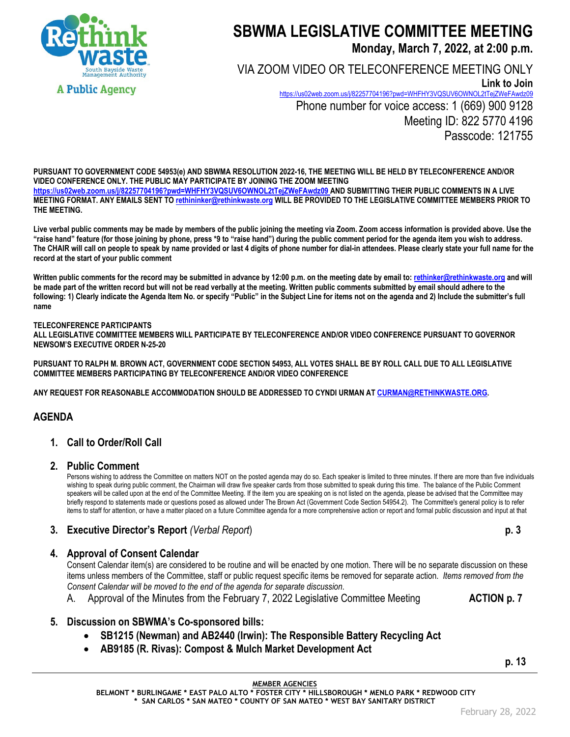Rethink waste
South Bayside Waste Management Authority
A Public Agency

# SBWMA LEGISLATIVE COMMITTEE MEETING

**Monday, March 7, 2022, at 2:00 p.m.**

VIA ZOOM VIDEO OR TELECONFERENCE MEETING ONLY

**Link to Join**
https://us02web.zoom.us/j/82257704196?pwd=WHFHY3VQSUV6OWNOL2tTejZWeFAwdz09

Phone number for voice access: 1 (669) 900 9128
Meeting ID: 822 5770 4196
Passcode: 121755

**PURSUANT TO GOVERNMENT CODE 54953(e) AND SBWMA RESOLUTION 2022-16, THE MEETING WILL BE HELD BY TELECONFERENCE AND/OR VIDEO CONFERENCE ONLY. THE PUBLIC MAY PARTICIPATE BY JOINING THE ZOOM MEETING https://us02web.zoom.us/j/82257704196?pwd=WHFHY3VQSUV6OWNOL2tTejZWeFAwdz09 AND SUBMITTING THEIR PUBLIC COMMENTS IN A LIVE MEETING FORMAT. ANY EMAILS SENT TO rethininker@rethinkwaste.org WILL BE PROVIDED TO THE LEGISLATIVE COMMITTEE MEMBERS PRIOR TO THE MEETING.**

**Live verbal public comments may be made by members of the public joining the meeting via Zoom. Zoom access information is provided above. Use the "raise hand" feature (for those joining by phone, press *9 to "raise hand") during the public comment period for the agenda item you wish to address. The CHAIR will call on people to speak by name provided or last 4 digits of phone number for dial-in attendees. Please clearly state your full name for the record at the start of your public comment**

**Written public comments for the record may be submitted in advance by 12:00 p.m. on the meeting date by email to: rethinker@rethinkwaste.org and will be made part of the written record but will not be read verbally at the meeting. Written public comments submitted by email should adhere to the following: 1) Clearly indicate the Agenda Item No. or specify "Public" in the Subject Line for items not on the agenda and 2) Include the submitter's full name**

**TELECONFERENCE PARTICIPANTS**
**ALL LEGISLATIVE COMMITTEE MEMBERS WILL PARTICIPATE BY TELECONFERENCE AND/OR VIDEO CONFERENCE PURSUANT TO GOVERNOR NEWSOM'S EXECUTIVE ORDER N-25-20**

**PURSUANT TO RALPH M. BROWN ACT, GOVERNMENT CODE SECTION 54953, ALL VOTES SHALL BE BY ROLL CALL DUE TO ALL LEGISLATIVE COMMITTEE MEMBERS PARTICIPATING BY TELECONFERENCE AND/OR VIDEO CONFERENCE**

**ANY REQUEST FOR REASONABLE ACCOMMODATION SHOULD BE ADDRESSED TO CYNDI URMAN AT CURMAN@RETHINKWASTE.ORG.**

## AGENDA

1. **Call to Order/Roll Call**

2. **Public Comment**
   Persons wishing to address the Committee on matters NOT on the posted agenda may do so. Each speaker is limited to three minutes. If there are more than five individuals wishing to speak during public comment, the Chairman will draw five speaker cards from those submitted to speak during this time. The balance of the Public Comment speakers will be called upon at the end of the Committee Meeting. If the item you are speaking on is not listed on the agenda, please be advised that the Committee may briefly respond to statements made or questions posed as allowed under The Brown Act (Government Code Section 54954.2). The Committee's general policy is to refer items to staff for attention, or have a matter placed on a future Committee agenda for a more comprehensive action or report and formal public discussion and input at that

3. **Executive Director's Report** *(Verbal Report)* **p. 3**

4. **Approval of Consent Calendar**
   Consent Calendar item(s) are considered to be routine and will be enacted by one motion. There will be no separate discussion on these items unless members of the Committee, staff or public request specific items be removed for separate action. *Items removed from the Consent Calendar will be moved to the end of the agenda for separate discussion.*
   A. Approval of the Minutes from the February 7, 2022 Legislative Committee Meeting **ACTION p. 7**

5. **Discussion on SBWMA's Co-sponsored bills:**
   - **SB1215 (Newman) and AB2440 (Irwin): The Responsible Battery Recycling Act**
   - **AB9185 (R. Rivas): Compost & Mulch Market Development Act**

   **p. 13**

**MEMBER AGENCIES**
**BELMONT * BURLINGAME * EAST PALO ALTO * FOSTER CITY * HILLSBOROUGH * MENLO PARK * REDWOOD CITY * SAN CARLOS * SAN MATEO * COUNTY OF SAN MATEO * WEST BAY SANITARY DISTRICT**

February 28, 2022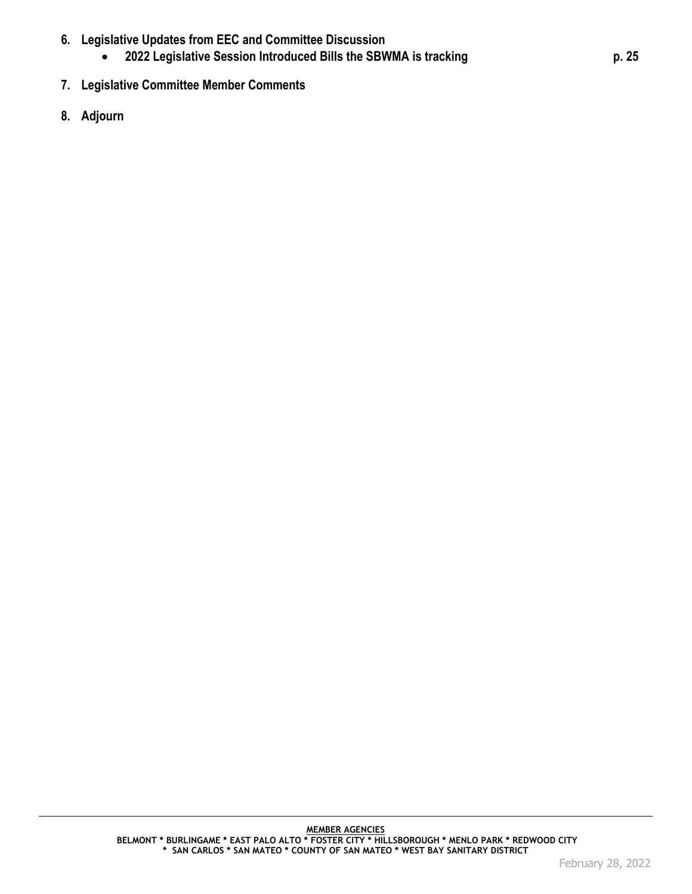6. **Legislative Updates from EEC and Committee Discussion**
   - **2022 Legislative Session Introduced Bills the SBWMA is tracking** **p. 25**
7. **Legislative Committee Member Comments**
8. **Adjourn**

**MEMBER AGENCIES**
**BELMONT * BURLINGAME * EAST PALO ALTO * FOSTER CITY * HILLSBOROUGH * MENLO PARK * REDWOOD CITY * SAN CARLOS * SAN MATEO * COUNTY OF SAN MATEO * WEST BAY SANITARY DISTRICT**

February 28, 2022